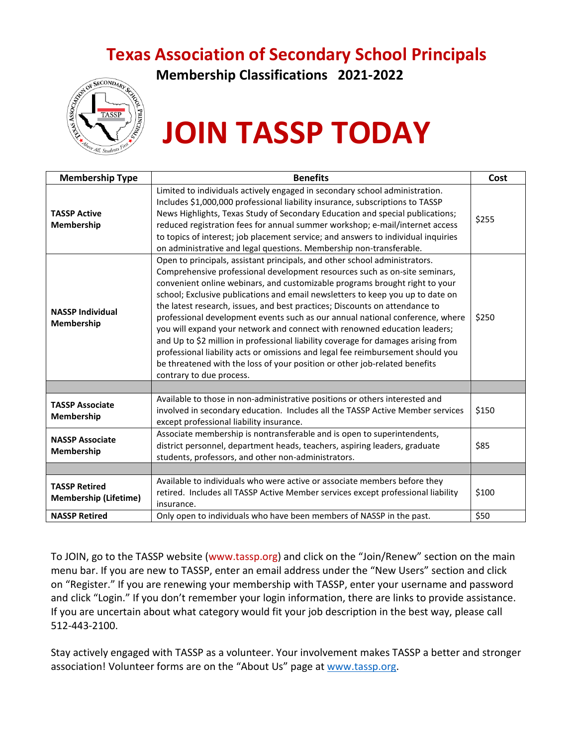# Texas Association of Secondary School Principals

## Membership Classifications 2021-2022

# JOIN TASSP TODAY

| Membership Type | Benefits | Cost |
|---|---|---|
| **TASSP Active Membership** | Limited to individuals actively engaged in secondary school administration. Includes $1,000,000 professional liability insurance, subscriptions to TASSP News Highlights, Texas Study of Secondary Education and special publications; reduced registration fees for annual summer workshop; e-mail/internet access to topics of interest; job placement service; and answers to individual inquiries on administrative and legal questions. Membership non-transferable. | $255 |
| **NASSP Individual Membership** | Open to principals, assistant principals, and other school administrators. Comprehensive professional development resources such as on-site seminars, convenient online webinars, and customizable programs brought right to your school; Exclusive publications and email newsletters to keep you up to date on the latest research, issues, and best practices; Discounts on attendance to professional development events such as our annual national conference, where you will expand your network and connect with renowned education leaders; and Up to $2 million in professional liability coverage for damages arising from professional liability acts or omissions and legal fee reimbursement should you be threatened with the loss of your position or other job-related benefits contrary to due process. | $250 |
| | | |
| **TASSP Associate Membership** | Available to those in non-administrative positions or others interested and involved in secondary education. Includes all the TASSP Active Member services except professional liability insurance. | $150 |
| **NASSP Associate Membership** | Associate membership is nontransferable and is open to superintendents, district personnel, department heads, teachers, aspiring leaders, graduate students, professors, and other non-administrators. | $85 |
| | | |
| **TASSP Retired Membership (Lifetime)** | Available to individuals who were active or associate members before they retired. Includes all TASSP Active Member services except professional liability insurance. | $100 |
| **NASSP Retired** | Only open to individuals who have been members of NASSP in the past. | $50 |

To JOIN, go to the TASSP website (www.tassp.org) and click on the "Join/Renew" section on the main menu bar. If you are new to TASSP, enter an email address under the "New Users" section and click on "Register." If you are renewing your membership with TASSP, enter your username and password and click "Login." If you don't remember your login information, there are links to provide assistance. If you are uncertain about what category would fit your job description in the best way, please call 512-443-2100.

Stay actively engaged with TASSP as a volunteer. Your involvement makes TASSP a better and stronger association! Volunteer forms are on the "About Us" page at www.tassp.org.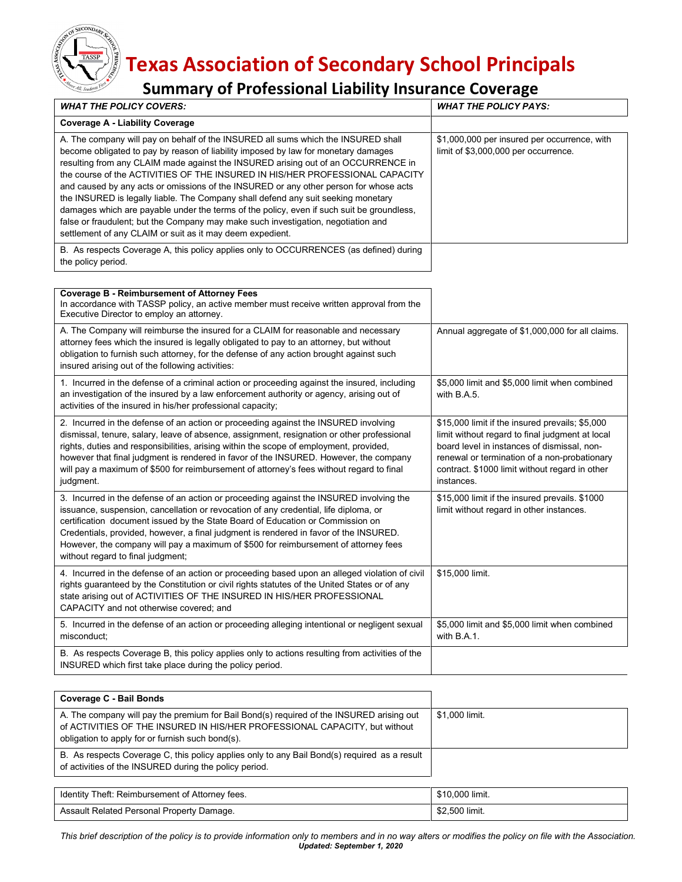# Texas Association of Secondary School Principals

## Summary of Professional Liability Insurance Coverage

| *WHAT THE POLICY COVERS:* | *WHAT THE POLICY PAYS:* |
|---|---|
| **Coverage A - Liability Coverage** | |
| A. The company will pay on behalf of the INSURED all sums which the INSURED shall become obligated to pay by reason of liability imposed by law for monetary damages resulting from any CLAIM made against the INSURED arising out of an OCCURRENCE in the course of the ACTIVITIES OF THE INSURED IN HIS/HER PROFESSIONAL CAPACITY and caused by any acts or omissions of the INSURED or any other person for whose acts the INSURED is legally liable. The Company shall defend any suit seeking monetary damages which are payable under the terms of the policy, even if such suit be groundless, false or fraudulent; but the Company may make such investigation, negotiation and settlement of any CLAIM or suit as it may deem expedient. | $1,000,000 per insured per occurrence, with limit of $3,000,000 per occurrence. |
| B. As respects Coverage A, this policy applies only to OCCURRENCES (as defined) during the policy period. | |

| | |
|---|---|
| **Coverage B - Reimbursement of Attorney Fees**<br>In accordance with TASSP policy, an active member must receive written approval from the Executive Director to employ an attorney. | |
| A. The Company will reimburse the insured for a CLAIM for reasonable and necessary attorney fees which the insured is legally obligated to pay to an attorney, but without obligation to furnish such attorney, for the defense of any action brought against such insured arising out of the following activities: | Annual aggregate of $1,000,000 for all claims. |
| 1. Incurred in the defense of a criminal action or proceeding against the insured, including an investigation of the insured by a law enforcement authority or agency, arising out of activities of the insured in his/her professional capacity; | $5,000 limit and $5,000 limit when combined with B.A.5. |
| 2. Incurred in the defense of an action or proceeding against the INSURED involving dismissal, tenure, salary, leave of absence, assignment, resignation or other professional rights, duties and responsibilities, arising within the scope of employment, provided, however that final judgment is rendered in favor of the INSURED. However, the company will pay a maximum of $500 for reimbursement of attorney's fees without regard to final judgment. | $15,000 limit if the insured prevails; $5,000 limit without regard to final judgment at local board level in instances of dismissal, non-renewal or termination of a non-probationary contract. $1000 limit without regard in other instances. |
| 3. Incurred in the defense of an action or proceeding against the INSURED involving the issuance, suspension, cancellation or revocation of any credential, life diploma, or certification document issued by the State Board of Education or Commission on Credentials, provided, however, a final judgment is rendered in favor of the INSURED. However, the company will pay a maximum of $500 for reimbursement of attorney fees without regard to final judgment; | $15,000 limit if the insured prevails. $1000 limit without regard in other instances. |
| 4. Incurred in the defense of an action or proceeding based upon an alleged violation of civil rights guaranteed by the Constitution or civil rights statutes of the United States or of any state arising out of ACTIVITIES OF THE INSURED IN HIS/HER PROFESSIONAL CAPACITY and not otherwise covered; and | $15,000 limit. |
| 5. Incurred in the defense of an action or proceeding alleging intentional or negligent sexual misconduct; | $5,000 limit and $5,000 limit when combined with B.A.1. |
| B. As respects Coverage B, this policy applies only to actions resulting from activities of the INSURED which first take place during the policy period. | |

| | |
|---|---|
| **Coverage C - Bail Bonds** | |
| A. The company will pay the premium for Bail Bond(s) required of the INSURED arising out of ACTIVITIES OF THE INSURED IN HIS/HER PROFESSIONAL CAPACITY, but without obligation to apply for or furnish such bond(s). | $1,000 limit. |
| B. As respects Coverage C, this policy applies only to any Bail Bond(s) required as a result of activities of the INSURED during the policy period. | |

| | |
|---|---|
| Identity Theft: Reimbursement of Attorney fees. | $10,000 limit. |
| Assault Related Personal Property Damage. | $2,500 limit. |

*This brief description of the policy is to provide information only to members and in no way alters or modifies the policy on file with the Association.*

***Updated: September 1, 2020***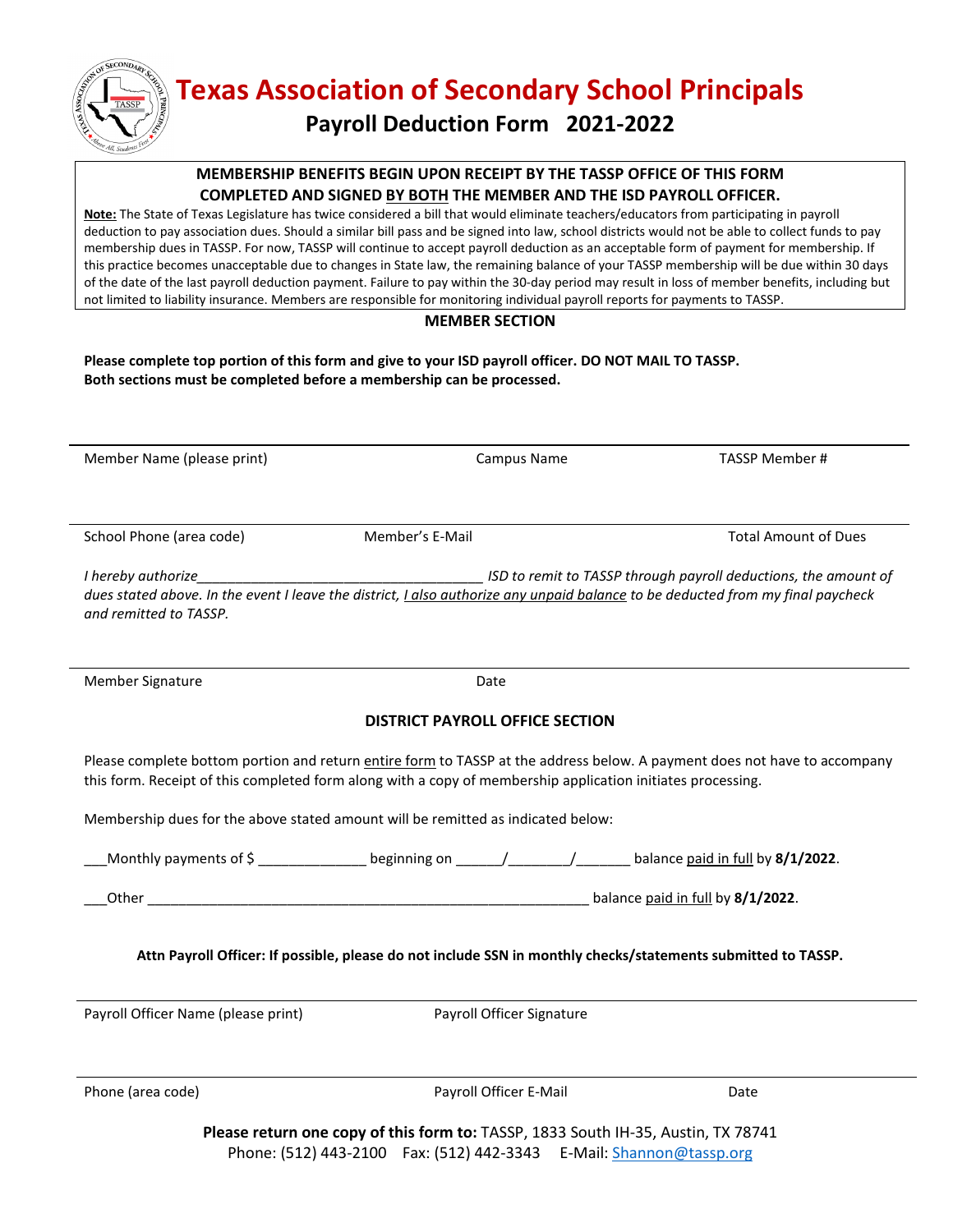# Texas Association of Secondary School Principals

## Payroll Deduction Form 2021-2022

**MEMBERSHIP BENEFITS BEGIN UPON RECEIPT BY THE TASSP OFFICE OF THIS FORM COMPLETED AND SIGNED BY BOTH THE MEMBER AND THE ISD PAYROLL OFFICER.**

**Note:** The State of Texas Legislature has twice considered a bill that would eliminate teachers/educators from participating in payroll deduction to pay association dues. Should a similar bill pass and be signed into law, school districts would not be able to collect funds to pay membership dues in TASSP. For now, TASSP will continue to accept payroll deduction as an acceptable form of payment for membership. If this practice becomes unacceptable due to changes in State law, the remaining balance of your TASSP membership will be due within 30 days of the date of the last payroll deduction payment. Failure to pay within the 30-day period may result in loss of member benefits, including but not limited to liability insurance. Members are responsible for monitoring individual payroll reports for payments to TASSP.

### MEMBER SECTION

**Please complete top portion of this form and give to your ISD payroll officer. DO NOT MAIL TO TASSP.**
**Both sections must be completed before a membership can be processed.**

Member Name (please print) Campus Name TASSP Member #

School Phone (area code) Member's E-Mail Total Amount of Dues

*I hereby authorize____________________________________ ISD to remit to TASSP through payroll deductions, the amount of dues stated above. In the event I leave the district, I also authorize any unpaid balance to be deducted from my final paycheck and remitted to TASSP.*

Member Signature Date

### DISTRICT PAYROLL OFFICE SECTION

Please complete bottom portion and return entire form to TASSP at the address below. A payment does not have to accompany this form. Receipt of this completed form along with a copy of membership application initiates processing.

Membership dues for the above stated amount will be remitted as indicated below:

___Monthly payments of $ ______________ beginning on ______/________/_______ balance paid in full by **8/1/2022**.

___Other ___________________________________________________________ balance paid in full by **8/1/2022**.

**Attn Payroll Officer: If possible, please do not include SSN in monthly checks/statements submitted to TASSP.**

Payroll Officer Name (please print) Payroll Officer Signature

Phone (area code) Payroll Officer E-Mail Date

**Please return one copy of this form to:** TASSP, 1833 South IH-35, Austin, TX 78741
Phone: (512) 443-2100 Fax: (512) 442-3343 E-Mail: Shannon@tassp.org